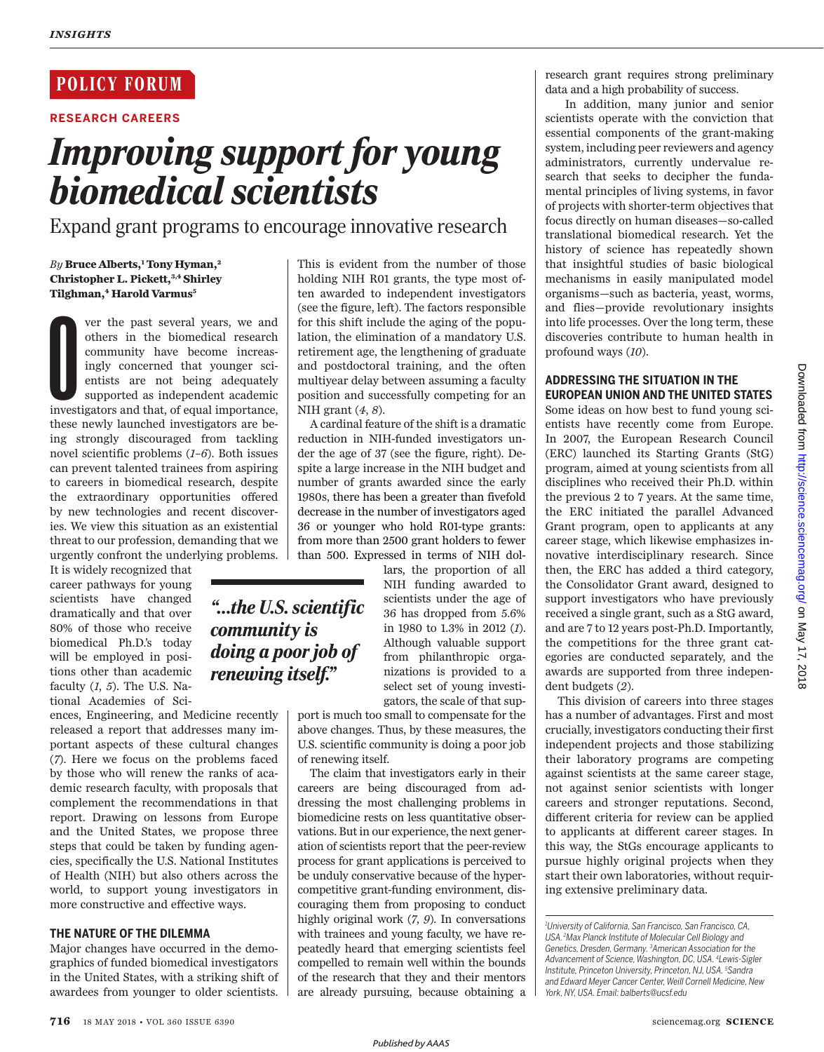POLICY FORUM

RESEARCH CAREERS

# Improving support for young biomedical scientists

## Expand grant programs to encourage innovative research

*By* **Bruce Alberts,[1] Tony Hyman,[2] Christopher L. Pickett,[3,4] Shirley Tilghman,[4] Harold Varmus[5]**

Over the past several years, we and others in the biomedical research community have become increasingly concerned that younger scientists are not being adequately supported as independent academic investigators and that, of equal importance, these newly launched investigators are being strongly discouraged from tackling novel scientific problems (*1–6*). Both issues can prevent talented trainees from aspiring to careers in biomedical research, despite the extraordinary opportunities offered by new technologies and recent discoveries. We view this situation as an existential threat to our profession, demanding that we urgently confront the underlying problems.

It is widely recognized that career pathways for young scientists have changed dramatically and that over 80% of those who receive biomedical Ph.D.'s today will be employed in positions other than academic faculty (*1*, *5*). The U.S. National Academies of Sciences, Engineering, and Medicine recently released a report that addresses many important aspects of these cultural changes (*7*). Here we focus on the problems faced by those who will renew the ranks of academic research faculty, with proposals that complement the recommendations in that report. Drawing on lessons from Europe and the United States, we propose three steps that could be taken by funding agencies, specifically the U.S. National Institutes of Health (NIH) but also others across the world, to support young investigators in more constructive and effective ways.

### THE NATURE OF THE DILEMMA

Major changes have occurred in the demographics of funded biomedical investigators in the United States, with a striking shift of awardees from younger to older scientists. This is evident from the number of those holding NIH R01 grants, the type most often awarded to independent investigators (see the figure, left). The factors responsible for this shift include the aging of the population, the elimination of a mandatory U.S. retirement age, the lengthening of graduate and postdoctoral training, and the often multiyear delay between assuming a faculty position and successfully competing for an NIH grant (*4*, *8*).

A cardinal feature of the shift is a dramatic reduction in NIH-funded investigators under the age of 37 (see the figure, right). Despite a large increase in the NIH budget and number of grants awarded since the early 1980s, there has been a greater than fivefold decrease in the number of investigators aged 36 or younger who hold R01-type grants: from more than 2500 grant holders to fewer than 500. Expressed in terms of NIH dollars, the proportion of all NIH funding awarded to scientists under the age of 36 has dropped from 5.6% in 1980 to 1.3% in 2012 (*1*). Although valuable support from philanthropic organizations is provided to a select set of young investigators, the scale of that support is much too small to compensate for the above changes. Thus, by these measures, the U.S. scientific community is doing a poor job of renewing itself.

> ***"...the U.S. scientific community is doing a poor job of renewing itself."***

The claim that investigators early in their careers are being discouraged from addressing the most challenging problems in biomedicine rests on less quantitative observations. But in our experience, the next generation of scientists report that the peer-review process for grant applications is perceived to be unduly conservative because of the hypercompetitive grant-funding environment, discouraging them from proposing to conduct highly original work (*7*, *9*). In conversations with trainees and young faculty, we have repeatedly heard that emerging scientists feel compelled to remain well within the bounds of the research that they and their mentors are already pursuing, because obtaining a research grant requires strong preliminary data and a high probability of success.

In addition, many junior and senior scientists operate with the conviction that essential components of the grant-making system, including peer reviewers and agency administrators, currently undervalue research that seeks to decipher the fundamental principles of living systems, in favor of projects with shorter-term objectives that focus directly on human diseases—so-called translational biomedical research. Yet the history of science has repeatedly shown that insightful studies of basic biological mechanisms in easily manipulated model organisms—such as bacteria, yeast, worms, and flies—provide revolutionary insights into life processes. Over the long term, these discoveries contribute to human health in profound ways (*10*).

### ADDRESSING THE SITUATION IN THE EUROPEAN UNION AND THE UNITED STATES

Some ideas on how best to fund young scientists have recently come from Europe. In 2007, the European Research Council (ERC) launched its Starting Grants (StG) program, aimed at young scientists from all disciplines who received their Ph.D. within the previous 2 to 7 years. At the same time, the ERC initiated the parallel Advanced Grant program, open to applicants at any career stage, which likewise emphasizes innovative interdisciplinary research. Since then, the ERC has added a third category, the Consolidator Grant award, designed to support investigators who have previously received a single grant, such as a StG award, and are 7 to 12 years post-Ph.D. Importantly, the competitions for the three grant categories are conducted separately, and the awards are supported from three independent budgets (*2*).

This division of careers into three stages has a number of advantages. First and most crucially, investigators conducting their first independent projects and those stabilizing their laboratory programs are competing against scientists at the same career stage, not against senior scientists with longer careers and stronger reputations. Second, different criteria for review can be applied to applicants at different career stages. In this way, the StGs encourage applicants to pursue highly original projects when they start their own laboratories, without requiring extensive preliminary data.

---

[1]University of California, San Francisco, San Francisco, CA, USA. [2]Max Planck Institute of Molecular Cell Biology and Genetics, Dresden, Germany. [3]American Association for the Advancement of Science, Washington, DC, USA. [4]Lewis-Sigler Institute, Princeton University, Princeton, NJ, USA. [5]Sandra and Edward Meyer Cancer Center, Weill Cornell Medicine, New York, NY, USA. Email: balberts@ucsf.edu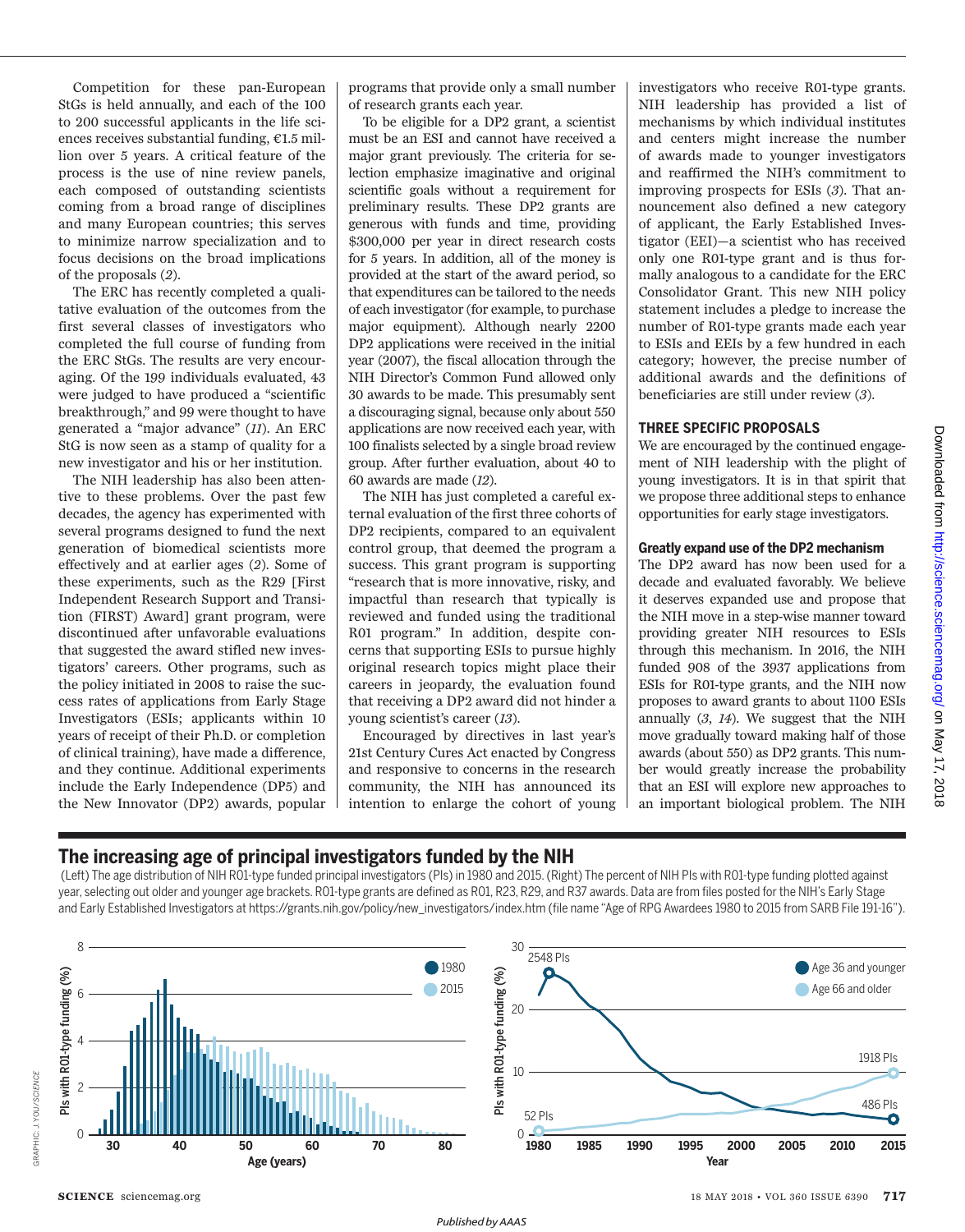Competition for these pan-European StGs is held annually, and each of the 100 to 200 successful applicants in the life sciences receives substantial funding, €1.5 million over 5 years. A critical feature of the process is the use of nine review panels, each composed of outstanding scientists coming from a broad range of disciplines and many European countries; this serves to minimize narrow specialization and to focus decisions on the broad implications of the proposals (*2*).

The ERC has recently completed a qualitative evaluation of the outcomes from the first several classes of investigators who completed the full course of funding from the ERC StGs. The results are very encouraging. Of the 199 individuals evaluated, 43 were judged to have produced a "scientific breakthrough," and 99 were thought to have generated a "major advance" (*11*). An ERC StG is now seen as a stamp of quality for a new investigator and his or her institution.

The NIH leadership has also been attentive to these problems. Over the past few decades, the agency has experimented with several programs designed to fund the next generation of biomedical scientists more effectively and at earlier ages (*2*). Some of these experiments, such as the R29 [First Independent Research Support and Transition (FIRST) Award] grant program, were discontinued after unfavorable evaluations that suggested the award stifled new investigators' careers. Other programs, such as the policy initiated in 2008 to raise the success rates of applications from Early Stage Investigators (ESIs; applicants within 10 years of receipt of their Ph.D. or completion of clinical training), have made a difference, and they continue. Additional experiments include the Early Independence (DP5) and the New Innovator (DP2) awards, popular programs that provide only a small number of research grants each year.

To be eligible for a DP2 grant, a scientist must be an ESI and cannot have received a major grant previously. The criteria for selection emphasize imaginative and original scientific goals without a requirement for preliminary results. These DP2 grants are generous with funds and time, providing $300,000 per year in direct research costs for 5 years. In addition, all of the money is provided at the start of the award period, so that expenditures can be tailored to the needs of each investigator (for example, to purchase major equipment). Although nearly 2200 DP2 applications were received in the initial year (2007), the fiscal allocation through the NIH Director's Common Fund allowed only 30 awards to be made. This presumably sent a discouraging signal, because only about 550 applications are now received each year, with 100 finalists selected by a single broad review group. After further evaluation, about 40 to 60 awards are made (*12*).

The NIH has just completed a careful external evaluation of the first three cohorts of DP2 recipients, compared to an equivalent control group, that deemed the program a success. This grant program is supporting "research that is more innovative, risky, and impactful than research that typically is reviewed and funded using the traditional R01 program." In addition, despite concerns that supporting ESIs to pursue highly original research topics might place their careers in jeopardy, the evaluation found that receiving a DP2 award did not hinder a young scientist's career (*13*).

Encouraged by directives in last year's 21st Century Cures Act enacted by Congress and responsive to concerns in the research community, the NIH has announced its intention to enlarge the cohort of young investigators who receive R01-type grants. NIH leadership has provided a list of mechanisms by which individual institutes and centers might increase the number of awards made to younger investigators and reaffirmed the NIH's commitment to improving prospects for ESIs (*3*). That announcement also defined a new category of applicant, the Early Established Investigator (EEI)—a scientist who has received only one R01-type grant and is thus formally analogous to a candidate for the ERC Consolidator Grant. This new NIH policy statement includes a pledge to increase the number of R01-type grants made each year to ESIs and EEIs by a few hundred in each category; however, the precise number of additional awards and the definitions of beneficiaries are still under review (*3*).

## THREE SPECIFIC PROPOSALS

We are encouraged by the continued engagement of NIH leadership with the plight of young investigators. It is in that spirit that we propose three additional steps to enhance opportunities for early stage investigators.

### Greatly expand use of the DP2 mechanism

The DP2 award has now been used for a decade and evaluated favorably. We believe it deserves expanded use and propose that the NIH move in a step-wise manner toward providing greater NIH resources to ESIs through this mechanism. In 2016, the NIH funded 908 of the 3937 applications from ESIs for R01-type grants, and the NIH now proposes to award grants to about 1100 ESIs annually (*3*, *14*). We suggest that the NIH move gradually toward making half of those awards (about 550) as DP2 grants. This number would greatly increase the probability that an ESI will explore new approaches to an important biological problem. The NIH

**The increasing age of principal investigators funded by the NIH**

(Left) The age distribution of NIH R01-type funded principal investigators (PIs) in 1980 and 2015. (Right) The percent of NIH PIs with R01-type funding plotted against year, selecting out older and younger age brackets. R01-type grants are defined as R01, R23, R29, and R37 awards. Data are from files posted for the NIH's Early Stage and Early Established Investigators at https://grants.nih.gov/policy/new_investigators/index.htm (file name "Age of RPG Awardees 1980 to 2015 from SARB File 191-16").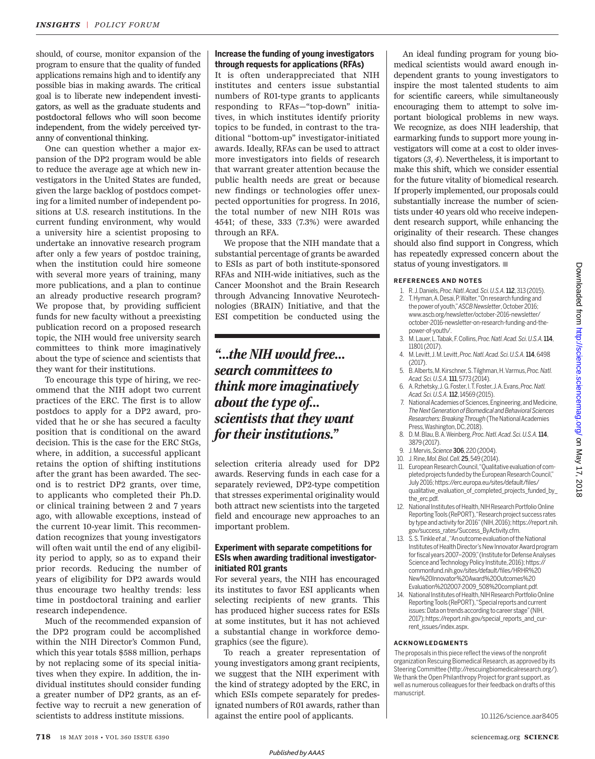should, of course, monitor expansion of the program to ensure that the quality of funded applications remains high and to identify any possible bias in making awards. The critical goal is to liberate new independent investigators, as well as the graduate students and postdoctoral fellows who will soon become independent, from the widely perceived tyranny of conventional thinking.

One can question whether a major expansion of the DP2 program would be able to reduce the average age at which new investigators in the United States are funded, given the large backlog of postdocs competing for a limited number of independent positions at U.S. research institutions. In the current funding environment, why would a university hire a scientist proposing to undertake an innovative research program after only a few years of postdoc training, when the institution could hire someone with several more years of training, many more publications, and a plan to continue an already productive research program? We propose that, by providing sufficient funds for new faculty without a preexisting publication record on a proposed research topic, the NIH would free university search committees to think more imaginatively about the type of science and scientists that they want for their institutions.

To encourage this type of hiring, we recommend that the NIH adopt two current practices of the ERC. The first is to allow postdocs to apply for a DP2 award, provided that he or she has secured a faculty position that is conditional on the award decision. This is the case for the ERC StGs, where, in addition, a successful applicant retains the option of shifting institutions after the grant has been awarded. The second is to restrict DP2 grants, over time, to applicants who completed their Ph.D. or clinical training between 2 and 7 years ago, with allowable exceptions, instead of the current 10-year limit. This recommendation recognizes that young investigators will often wait until the end of any eligibility period to apply, so as to expand their prior records. Reducing the number of years of eligibility for DP2 awards would thus encourage two healthy trends: less time in postdoctoral training and earlier research independence.

Much of the recommended expansion of the DP2 program could be accomplished within the NIH Director's Common Fund, which this year totals $588 million, perhaps by not replacing some of its special initiatives when they expire. In addition, the individual institutes should consider funding a greater number of DP2 grants, as an effective way to recruit a new generation of scientists to address institute missions.

### Increase the funding of young investigators through requests for applications (RFAs)

It is often underappreciated that NIH institutes and centers issue substantial numbers of R01-type grants to applicants responding to RFAs—"top-down" initiatives, in which institutes identify priority topics to be funded, in contrast to the traditional "bottom-up" investigator-initiated awards. Ideally, RFAs can be used to attract more investigators into fields of research that warrant greater attention because the public health needs are great or because new findings or technologies offer unexpected opportunities for progress. In 2016, the total number of new NIH R01s was 4541; of these, 333 (7.3%) were awarded through an RFA.

We propose that the NIH mandate that a substantial percentage of grants be awarded to ESIs as part of both institute-sponsored RFAs and NIH-wide initiatives, such as the Cancer Moonshot and the Brain Research through Advancing Innovative Neurotechnologies (BRAIN) Initiative, and that the ESI competition be conducted using the selection criteria already used for DP2 awards. Reserving funds in each case for a separately reviewed, DP2-type competition that stresses experimental originality would both attract new scientists into the targeted field and encourage new approaches to an important problem.

> ***"...the NIH would free... search committees to think more imaginatively about the type of... scientists that they want for their institutions."***

### Experiment with separate competitions for ESIs when awarding traditional investigator-initiated R01 grants

For several years, the NIH has encouraged its institutes to favor ESI applicants when selecting recipients of new grants. This has produced higher success rates for ESIs at some institutes, but it has not achieved a substantial change in workforce demographics (see the figure).

To reach a greater representation of young investigators among grant recipients, we suggest that the NIH experiment with the kind of strategy adopted by the ERC, in which ESIs compete separately for predesignated numbers of R01 awards, rather than against the entire pool of applicants.

An ideal funding program for young biomedical scientists would award enough independent grants to young investigators to inspire the most talented students to aim for scientific careers, while simultaneously encouraging them to attempt to solve important biological problems in new ways. We recognize, as does NIH leadership, that earmarking funds to support more young investigators will come at a cost to older investigators (*3*, *4*). Nevertheless, it is important to make this shift, which we consider essential for the future vitality of biomedical research. If properly implemented, our proposals could substantially increase the number of scientists under 40 years old who receive independent research support, while enhancing the originality of their research. These changes should also find support in Congress, which has repeatedly expressed concern about the status of young investigators. ■

#### REFERENCES AND NOTES

1. R. J. Daniels, *Proc. Natl. Acad. Sci. U.S.A.* **112**, 313 (2015).
2. T. Hyman, A. Desai, P. Walter, "On research funding and the power of youth," *ASCB Newsletter*, October 2016; www.ascb.org/newsletter/october-2016-newsletter/october-2016-newsletter-on-research-funding-and-the-power-of-youth/.
3. M. Lauer, L. Tabak, F. Collins, *Proc. Natl. Acad. Sci. U.S.A.* **114**, 11801 (2017).
4. M. Levitt, J. M. Levitt, *Proc. Natl. Acad. Sci. U.S.A.* **114**, 6498 (2017).
5. B. Alberts, M. Kirschner, S. Tilghman, H. Varmus, *Proc. Natl. Acad. Sci. U.S.A.* **111**, 5773 (2014).
6. A. Rzhetsky, J. G. Foster, I. T. Foster, J. A. Evans, *Proc. Natl. Acad. Sci. U.S.A.* **112**, 14569 (2015).
7. National Academies of Sciences, Engineering, and Medicine, *The Next Generation of Biomedical and Behavioral Sciences Researchers: Breaking Through* (The National Academies Press, Washington, DC, 2018).
8. D. M. Blau, B. A. Weinberg, *Proc. Natl. Acad. Sci. U.S.A.* **114**, 3879 (2017).
9. J. Mervis, *Science* **306**, 220 (2004).
10. J. Rine, *Mol. Biol. Cell.* **25**, 549 (2014).
11. European Research Council, "Qualitative evaluation of completed projects funded by the European Research Council," July 2016; https://erc.europa.eu/sites/default/files/qualitative_evaluation_of_completed_projects_funded_by_the_erc.pdf.
12. National Institutes of Health, NIH Research Portfolio Online Reporting Tools (RePORT), "Research project success rates by type and activity for 2016" (NIH, 2016); https://report.nih.gov/success_rates/Success_ByActivity.cfm.
13. S. S. Tinkle *et al.*, "An outcome evaluation of the National Institutes of Health Director's New Innovator Award program for fiscal years 2007–2009," (Institute for Defense Analyses Science and Technology Policy Institute, 2016); https://commonfund.nih.gov/sites/default/files/HRHR%20New%20Innovator%20Award%20Outcomes%20Evaluation%202007-2009_508%20compliant.pdf.
14. National Institutes of Health, NIH Research Portfolio Online Reporting Tools (RePORT), "Special reports and current issues: Data on trends according to career stage" (NIH, 2017); https://report.nih.gov/special_reports_and_current_issues/index.aspx.

#### ACKNOWLEDGMENTS

The proposals in this piece reflect the views of the nonprofit organization Rescuing Biomedical Research, as approved by its Steering Committee (http://rescuingbiomedicalresearch.org/). We thank the Open Philanthropy Project for grant support, as well as numerous colleagues for their feedback on drafts of this manuscript.

10.1126/science.aar8405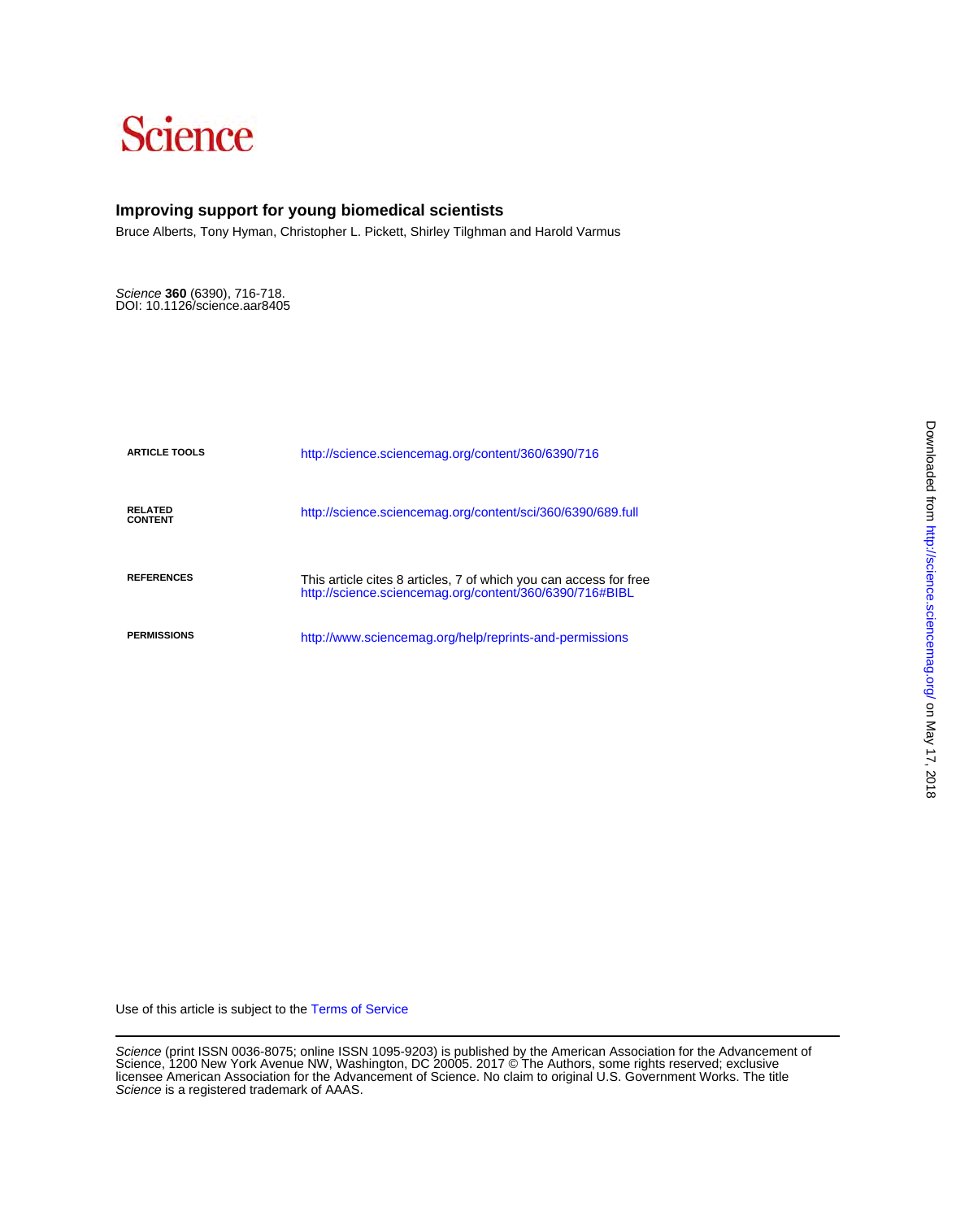# Science

## Improving support for young biomedical scientists

Bruce Alberts, Tony Hyman, Christopher L. Pickett, Shirley Tilghman and Harold Varmus

*Science* **360** (6390), 716-718.
DOI: 10.1126/science.aar8405

| | |
|---|---|
| **ARTICLE TOOLS** | http://science.sciencemag.org/content/360/6390/716 |
| **RELATED CONTENT** | http://science.sciencemag.org/content/sci/360/6390/689.full |
| **REFERENCES** | This article cites 8 articles, 7 of which you can access for free http://science.sciencemag.org/content/360/6390/716#BIBL |
| **PERMISSIONS** | http://www.sciencemag.org/help/reprints-and-permissions |

Use of this article is subject to the Terms of Service

*Science* (print ISSN 0036-8075; online ISSN 1095-9203) is published by the American Association for the Advancement of Science, 1200 New York Avenue NW, Washington, DC 20005. 2017 © The Authors, some rights reserved; exclusive licensee American Association for the Advancement of Science. No claim to original U.S. Government Works. The title *Science* is a registered trademark of AAAS.

Downloaded from http://science.sciencemag.org/ on May 17, 2018